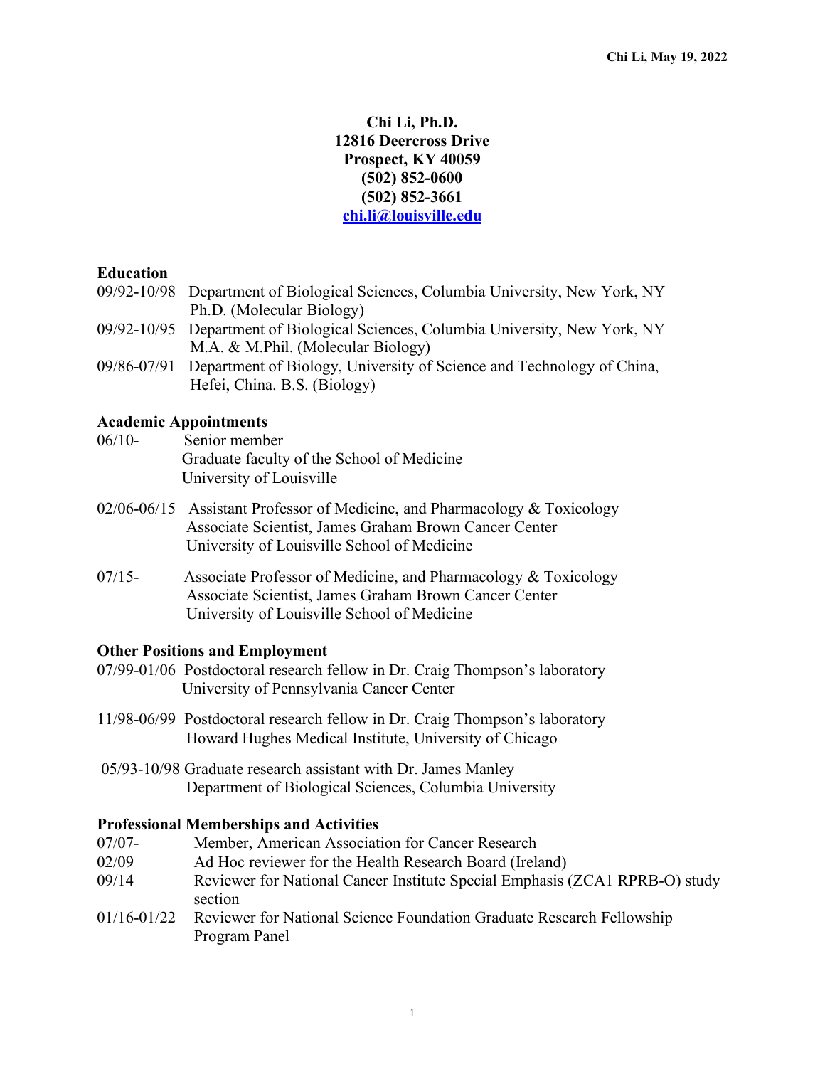**Chi Li, Ph.D.**
**12816 Deercross Drive**
**Prospect, KY 40059**
**(502) 852-0600**
**(502) 852-3661**
**[chi.li@louisville.edu](mailto:chi.li@louisville.edu)**

---

## Education

09/92-10/98 Department of Biological Sciences, Columbia University, New York, NY
Ph.D. (Molecular Biology)

09/92-10/95 Department of Biological Sciences, Columbia University, New York, NY
M.A. & M.Phil. (Molecular Biology)

09/86-07/91 Department of Biology, University of Science and Technology of China, Hefei, China. B.S. (Biology)

## Academic Appointments

06/10- Senior member
Graduate faculty of the School of Medicine
University of Louisville

02/06-06/15 Assistant Professor of Medicine, and Pharmacology & Toxicology
Associate Scientist, James Graham Brown Cancer Center
University of Louisville School of Medicine

07/15- Associate Professor of Medicine, and Pharmacology & Toxicology
Associate Scientist, James Graham Brown Cancer Center
University of Louisville School of Medicine

## Other Positions and Employment

07/99-01/06 Postdoctoral research fellow in Dr. Craig Thompson's laboratory
University of Pennsylvania Cancer Center

11/98-06/99 Postdoctoral research fellow in Dr. Craig Thompson's laboratory
Howard Hughes Medical Institute, University of Chicago

05/93-10/98 Graduate research assistant with Dr. James Manley
Department of Biological Sciences, Columbia University

## Professional Memberships and Activities

07/07- Member, American Association for Cancer Research

02/09 Ad Hoc reviewer for the Health Research Board (Ireland)

09/14 Reviewer for National Cancer Institute Special Emphasis (ZCA1 RPRB-O) study section

01/16-01/22 Reviewer for National Science Foundation Graduate Research Fellowship Program Panel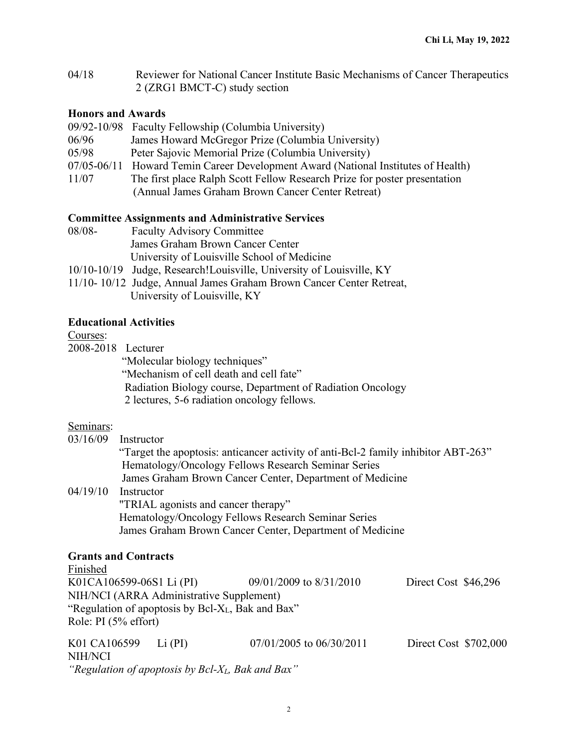04/18 Reviewer for National Cancer Institute Basic Mechanisms of Cancer Therapeutics 2 (ZRG1 BMCT-C) study section

### Honors and Awards

09/92-10/98 Faculty Fellowship (Columbia University)
06/96 James Howard McGregor Prize (Columbia University)
05/98 Peter Sajovic Memorial Prize (Columbia University)
07/05-06/11 Howard Temin Career Development Award (National Institutes of Health)
11/07 The first place Ralph Scott Fellow Research Prize for poster presentation (Annual James Graham Brown Cancer Center Retreat)

### Committee Assignments and Administrative Services

08/08- Faculty Advisory Committee
James Graham Brown Cancer Center
University of Louisville School of Medicine
10/10-10/19 Judge, Research!Louisville, University of Louisville, KY
11/10- 10/12 Judge, Annual James Graham Brown Cancer Center Retreat, University of Louisville, KY

### Educational Activities

Courses:

2008-2018 Lecturer
"Molecular biology techniques"
"Mechanism of cell death and cell fate"
Radiation Biology course, Department of Radiation Oncology
2 lectures, 5-6 radiation oncology fellows.

Seminars:

03/16/09 Instructor
"Target the apoptosis: anticancer activity of anti-Bcl-2 family inhibitor ABT-263"
Hematology/Oncology Fellows Research Seminar Series
James Graham Brown Cancer Center, Department of Medicine

04/19/10 Instructor
"TRIAL agonists and cancer therapy"
Hematology/Oncology Fellows Research Seminar Series
James Graham Brown Cancer Center, Department of Medicine

### Grants and Contracts

Finished

K01CA106599-06S1 Li (PI) 09/01/2009 to 8/31/2010 Direct Cost $46,296
NIH/NCI (ARRA Administrative Supplement)
"Regulation of apoptosis by Bcl-$X_L$, Bak and Bax"
Role: PI (5% effort)

K01 CA106599 Li (PI) 07/01/2005 to 06/30/2011 Direct Cost $702,000
NIH/NCI
*"Regulation of apoptosis by Bcl-$X_L$, Bak and Bax"*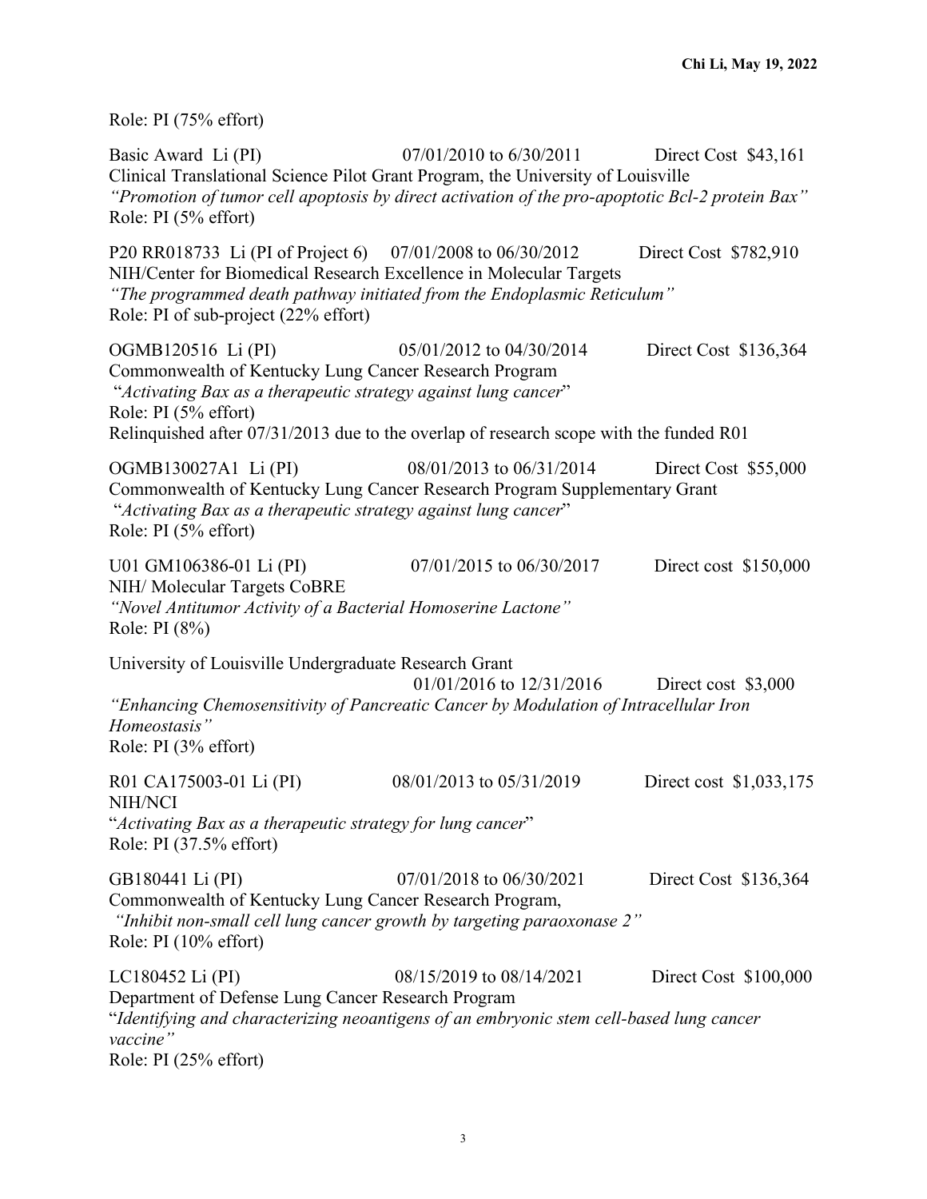Role: PI (75% effort)

Basic Award Li (PI) 07/01/2010 to 6/30/2011 Direct Cost $43,161
Clinical Translational Science Pilot Grant Program, the University of Louisville
*"Promotion of tumor cell apoptosis by direct activation of the pro-apoptotic Bcl-2 protein Bax"*
Role: PI (5% effort)

P20 RR018733 Li (PI of Project 6) 07/01/2008 to 06/30/2012 Direct Cost $782,910
NIH/Center for Biomedical Research Excellence in Molecular Targets
*"The programmed death pathway initiated from the Endoplasmic Reticulum"*
Role: PI of sub-project (22% effort)

OGMB120516 Li (PI) 05/01/2012 to 04/30/2014 Direct Cost $136,364
Commonwealth of Kentucky Lung Cancer Research Program
"*Activating Bax as a therapeutic strategy against lung cancer*"
Role: PI (5% effort)
Relinquished after 07/31/2013 due to the overlap of research scope with the funded R01

OGMB130027A1 Li (PI) 08/01/2013 to 06/31/2014 Direct Cost $55,000
Commonwealth of Kentucky Lung Cancer Research Program Supplementary Grant
"*Activating Bax as a therapeutic strategy against lung cancer*"
Role: PI (5% effort)

U01 GM106386-01 Li (PI) 07/01/2015 to 06/30/2017 Direct cost $150,000
NIH/ Molecular Targets CoBRE
*"Novel Antitumor Activity of a Bacterial Homoserine Lactone"*
Role: PI (8%)

University of Louisville Undergraduate Research Grant
01/01/2016 to 12/31/2016 Direct cost $3,000
*"Enhancing Chemosensitivity of Pancreatic Cancer by Modulation of Intracellular Iron Homeostasis"*
Role: PI (3% effort)

R01 CA175003-01 Li (PI) 08/01/2013 to 05/31/2019 Direct cost $1,033,175
NIH/NCI
"*Activating Bax as a therapeutic strategy for lung cancer*"
Role: PI (37.5% effort)

GB180441 Li (PI) 07/01/2018 to 06/30/2021 Direct Cost $136,364
Commonwealth of Kentucky Lung Cancer Research Program,
*"Inhibit non-small cell lung cancer growth by targeting paraoxonase 2"*
Role: PI (10% effort)

LC180452 Li (PI) 08/15/2019 to 08/14/2021 Direct Cost $100,000
Department of Defense Lung Cancer Research Program
"*Identifying and characterizing neoantigens of an embryonic stem cell-based lung cancer vaccine"*
Role: PI (25% effort)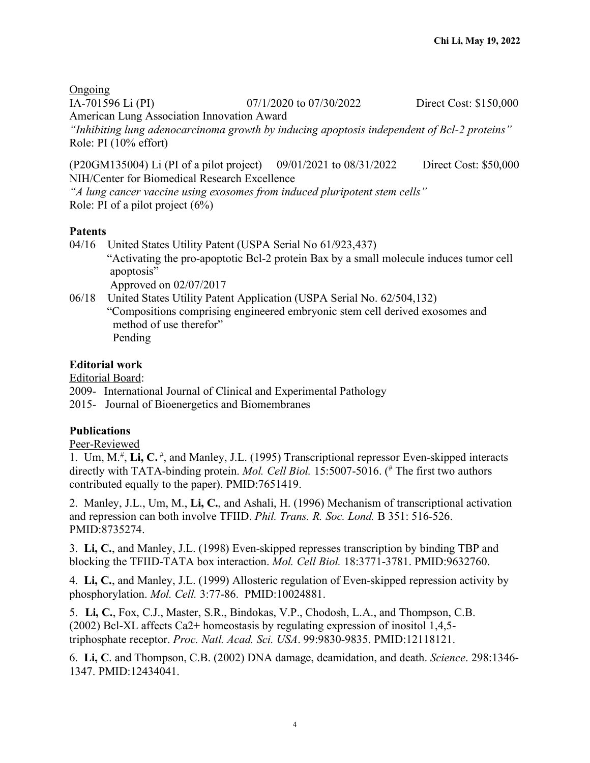<u>Ongoing</u>

IA-701596 Li (PI) 07/1/2020 to 07/30/2022 Direct Cost: $150,000
American Lung Association Innovation Award
*"Inhibiting lung adenocarcinoma growth by inducing apoptosis independent of Bcl-2 proteins"*
Role: PI (10% effort)

(P20GM135004) Li (PI of a pilot project) 09/01/2021 to 08/31/2022 Direct Cost: $50,000
NIH/Center for Biomedical Research Excellence
*"A lung cancer vaccine using exosomes from induced pluripotent stem cells"*
Role: PI of a pilot project (6%)

## Patents

04/16 United States Utility Patent (USPA Serial No 61/923,437)
"Activating the pro-apoptotic Bcl-2 protein Bax by a small molecule induces tumor cell apoptosis"
Approved on 02/07/2017

06/18 United States Utility Patent Application (USPA Serial No. 62/504,132)
"Compositions comprising engineered embryonic stem cell derived exosomes and method of use therefor"
Pending

## Editorial work

<u>Editorial Board</u>:

2009- International Journal of Clinical and Experimental Pathology

2015- Journal of Bioenergetics and Biomembranes

## Publications

<u>Peer-Reviewed</u>

1. Um, M.[#], **Li, C.** [#], and Manley, J.L. (1995) Transcriptional repressor Even-skipped interacts directly with TATA-binding protein. *Mol. Cell Biol.* 15:5007-5016. ([#] The first two authors contributed equally to the paper). PMID:7651419.

2. Manley, J.L., Um, M., **Li, C.**, and Ashali, H. (1996) Mechanism of transcriptional activation and repression can both involve TFIID. *Phil. Trans. R. Soc. Lond.* B 351: 516-526. PMID:8735274.

3. **Li, C.**, and Manley, J.L. (1998) Even-skipped represses transcription by binding TBP and blocking the TFIID-TATA box interaction. *Mol. Cell Biol.* 18:3771-3781. PMID:9632760.

4. **Li, C.**, and Manley, J.L. (1999) Allosteric regulation of Even-skipped repression activity by phosphorylation. *Mol. Cell.* 3:77-86. PMID:10024881.

5. **Li, C.**, Fox, C.J., Master, S.R., Bindokas, V.P., Chodosh, L.A., and Thompson, C.B. (2002) Bcl-XL affects Ca2+ homeostasis by regulating expression of inositol 1,4,5-triphosphate receptor. *Proc. Natl. Acad. Sci. USA*. 99:9830-9835. PMID:12118121.

6. **Li, C**. and Thompson, C.B. (2002) DNA damage, deamidation, and death. *Science*. 298:1346-1347. PMID:12434041.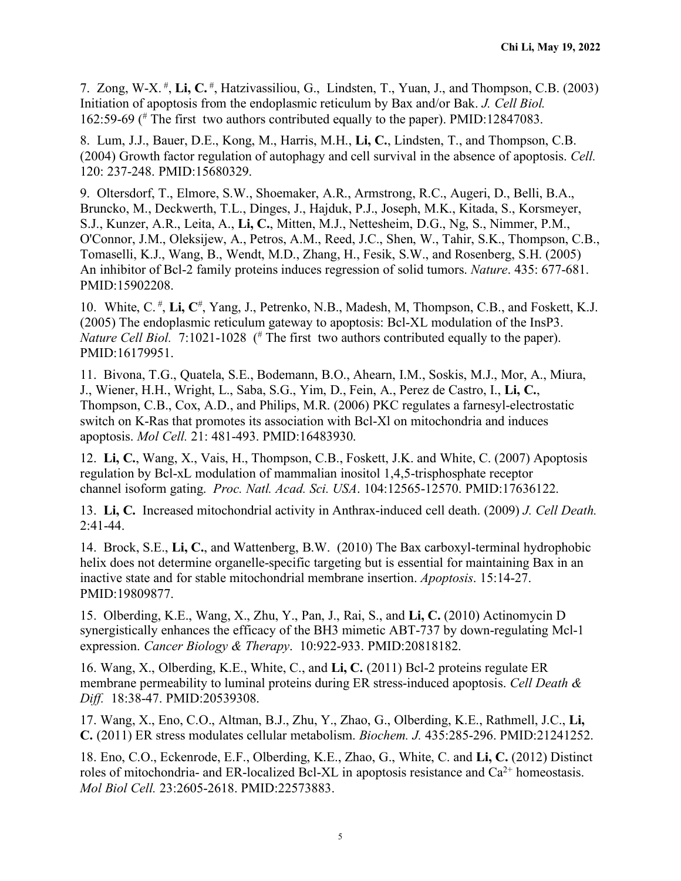7. Zong, W-X. [#], **Li, C.** [#], Hatzivassiliou, G., Lindsten, T., Yuan, J., and Thompson, C.B. (2003) Initiation of apoptosis from the endoplasmic reticulum by Bax and/or Bak. *J. Cell Biol.* 162:59-69 ([#] The first two authors contributed equally to the paper). PMID:12847083.

8. Lum, J.J., Bauer, D.E., Kong, M., Harris, M.H., **Li, C.**, Lindsten, T., and Thompson, C.B. (2004) Growth factor regulation of autophagy and cell survival in the absence of apoptosis. *Cell.* 120: 237-248. PMID:15680329.

9. Oltersdorf, T., Elmore, S.W., Shoemaker, A.R., Armstrong, R.C., Augeri, D., Belli, B.A., Bruncko, M., Deckwerth, T.L., Dinges, J., Hajduk, P.J., Joseph, M.K., Kitada, S., Korsmeyer, S.J., Kunzer, A.R., Leita, A., **Li, C.**, Mitten, M.J., Nettesheim, D.G., Ng, S., Nimmer, P.M., O'Connor, J.M., Oleksijew, A., Petros, A.M., Reed, J.C., Shen, W., Tahir, S.K., Thompson, C.B., Tomaselli, K.J., Wang, B., Wendt, M.D., Zhang, H., Fesik, S.W., and Rosenberg, S.H. (2005) An inhibitor of Bcl-2 family proteins induces regression of solid tumors. *Nature*. 435: 677-681. PMID:15902208.

10. White, C. [#], **Li, C**[#], Yang, J., Petrenko, N.B., Madesh, M, Thompson, C.B., and Foskett, K.J. (2005) The endoplasmic reticulum gateway to apoptosis: Bcl-XL modulation of the InsP3. *Nature Cell Biol.* 7:1021-1028 ([#] The first two authors contributed equally to the paper). PMID:16179951.

11. Bivona, T.G., Quatela, S.E., Bodemann, B.O., Ahearn, I.M., Soskis, M.J., Mor, A., Miura, J., Wiener, H.H., Wright, L., Saba, S.G., Yim, D., Fein, A., Perez de Castro, I., **Li, C.**, Thompson, C.B., Cox, A.D., and Philips, M.R. (2006) PKC regulates a farnesyl-electrostatic switch on K-Ras that promotes its association with Bcl-Xl on mitochondria and induces apoptosis. *Mol Cell.* 21: 481-493. PMID:16483930.

12. **Li, C.**, Wang, X., Vais, H., Thompson, C.B., Foskett, J.K. and White, C. (2007) Apoptosis regulation by Bcl-xL modulation of mammalian inositol 1,4,5-trisphosphate receptor channel isoform gating. *Proc. Natl. Acad. Sci. USA*. 104:12565-12570. PMID:17636122.

13. **Li, C.** Increased mitochondrial activity in Anthrax-induced cell death. (2009) *J. Cell Death.* 2:41-44.

14. Brock, S.E., **Li, C.**, and Wattenberg, B.W. (2010) The Bax carboxyl-terminal hydrophobic helix does not determine organelle-specific targeting but is essential for maintaining Bax in an inactive state and for stable mitochondrial membrane insertion. *Apoptosis*. 15:14-27. PMID:19809877.

15. Olberding, K.E., Wang, X., Zhu, Y., Pan, J., Rai, S., and **Li, C.** (2010) Actinomycin D synergistically enhances the efficacy of the BH3 mimetic ABT-737 by down-regulating Mcl-1 expression. *Cancer Biology & Therapy*. 10:922-933. PMID:20818182.

16. Wang, X., Olberding, K.E., White, C., and **Li, C.** (2011) Bcl-2 proteins regulate ER membrane permeability to luminal proteins during ER stress-induced apoptosis. *Cell Death & Diff.* 18:38-47. PMID:20539308.

17. Wang, X., Eno, C.O., Altman, B.J., Zhu, Y., Zhao, G., Olberding, K.E., Rathmell, J.C., **Li, C.** (2011) ER stress modulates cellular metabolism. *Biochem. J.* 435:285-296. PMID:21241252.

18. Eno, C.O., Eckenrode, E.F., Olberding, K.E., Zhao, G., White, C. and **Li, C.** (2012) Distinct roles of mitochondria- and ER-localized Bcl-XL in apoptosis resistance and $Ca^{2+}$ homeostasis. *Mol Biol Cell.* 23:2605-2618. PMID:22573883.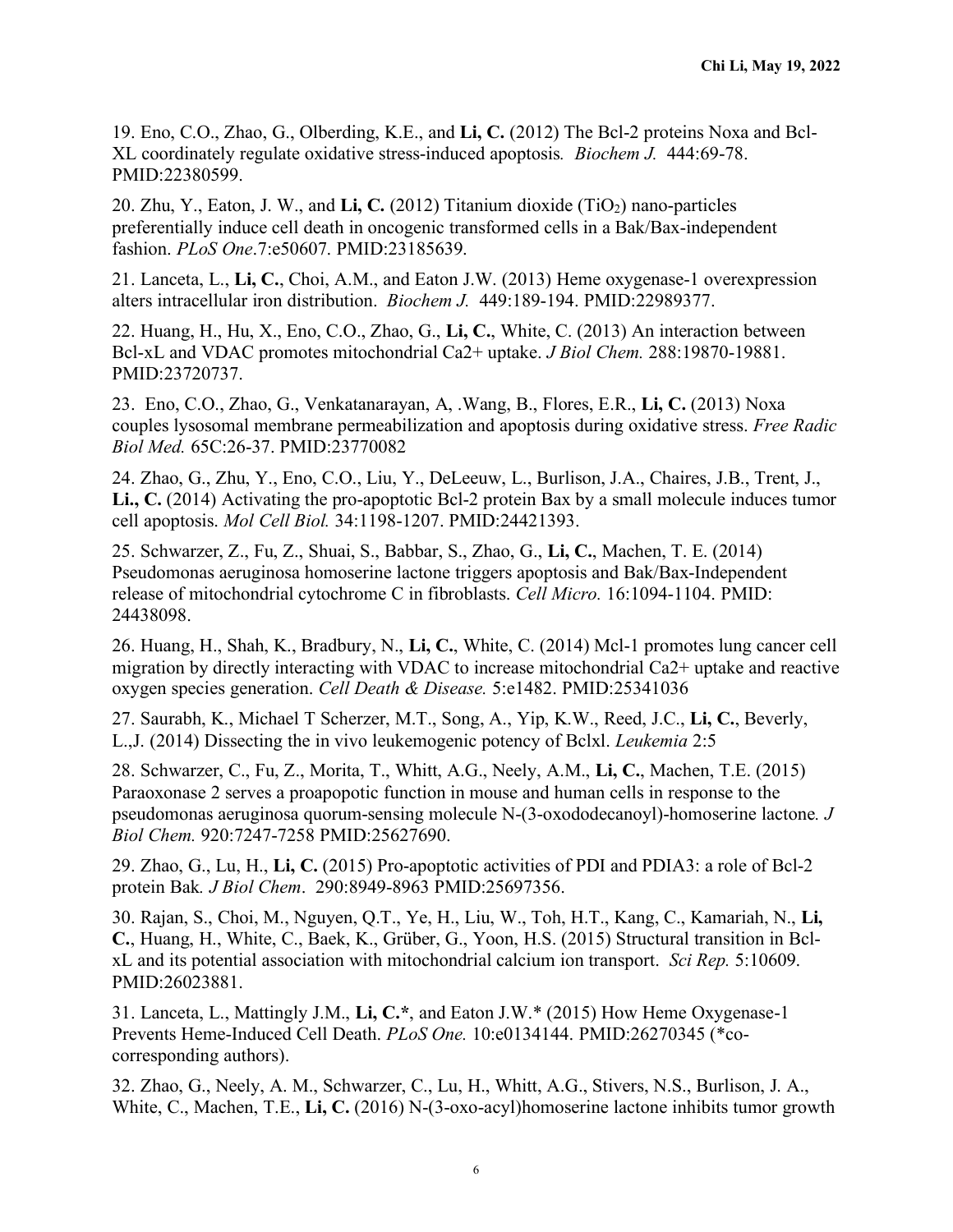19. Eno, C.O., Zhao, G., Olberding, K.E., and **Li, C.** (2012) The Bcl-2 proteins Noxa and Bcl-XL coordinately regulate oxidative stress-induced apoptosis*. Biochem J.* 444:69-78. PMID:22380599.

20. Zhu, Y., Eaton, J. W., and **Li, C.** (2012) Titanium dioxide ($TiO_2$) nano-particles preferentially induce cell death in oncogenic transformed cells in a Bak/Bax-independent fashion. *PLoS One*.7:e50607. PMID:23185639.

21. Lanceta, L., **Li, C.**, Choi, A.M., and Eaton J.W. (2013) Heme oxygenase-1 overexpression alters intracellular iron distribution. *Biochem J.* 449:189-194. PMID:22989377.

22. Huang, H., Hu, X., Eno, C.O., Zhao, G., **Li, C.**, White, C. (2013) An interaction between Bcl-xL and VDAC promotes mitochondrial Ca2+ uptake. *J Biol Chem.* 288:19870-19881. PMID:23720737.

23. Eno, C.O., Zhao, G., Venkatanarayan, A, .Wang, B., Flores, E.R., **Li, C.** (2013) Noxa couples lysosomal membrane permeabilization and apoptosis during oxidative stress. *Free Radic Biol Med.* 65C:26-37. PMID:23770082

24. Zhao, G., Zhu, Y., Eno, C.O., Liu, Y., DeLeeuw, L., Burlison, J.A., Chaires, J.B., Trent, J., **Li., C.** (2014) Activating the pro-apoptotic Bcl-2 protein Bax by a small molecule induces tumor cell apoptosis. *Mol Cell Biol.* 34:1198-1207. PMID:24421393.

25. Schwarzer, Z., Fu, Z., Shuai, S., Babbar, S., Zhao, G., **Li, C.**, Machen, T. E. (2014) Pseudomonas aeruginosa homoserine lactone triggers apoptosis and Bak/Bax-Independent release of mitochondrial cytochrome C in fibroblasts. *Cell Micro.* 16:1094-1104. PMID: 24438098.

26. Huang, H., Shah, K., Bradbury, N., **Li, C.**, White, C. (2014) Mcl-1 promotes lung cancer cell migration by directly interacting with VDAC to increase mitochondrial Ca2+ uptake and reactive oxygen species generation. *Cell Death & Disease.* 5:e1482. PMID:25341036

27. Saurabh, K., Michael T Scherzer, M.T., Song, A., Yip, K.W., Reed, J.C., **Li, C.**, Beverly, L.,J. (2014) Dissecting the in vivo leukemogenic potency of Bclxl. *Leukemia* 2:5

28. Schwarzer, C., Fu, Z., Morita, T., Whitt, A.G., Neely, A.M., **Li, C.**, Machen, T.E. (2015) Paraoxonase 2 serves a proapopotic function in mouse and human cells in response to the pseudomonas aeruginosa quorum-sensing molecule N-(3-oxododecanoyl)-homoserine lactone*. J Biol Chem.* 920:7247-7258 PMID:25627690.

29. Zhao, G., Lu, H., **Li, C.** (2015) Pro-apoptotic activities of PDI and PDIA3: a role of Bcl-2 protein Bak*. J Biol Chem*. 290:8949-8963 PMID:25697356.

30. Rajan, S., Choi, M., Nguyen, Q.T., Ye, H., Liu, W., Toh, H.T., Kang, C., Kamariah, N., **Li, C.**, Huang, H., White, C., Baek, K., Grüber, G., Yoon, H.S. (2015) Structural transition in Bcl-xL and its potential association with mitochondrial calcium ion transport. *Sci Rep.* 5:10609. PMID:26023881.

31. Lanceta, L., Mattingly J.M., **Li, C.\***, and Eaton J.W.* (2015) How Heme Oxygenase-1 Prevents Heme-Induced Cell Death. *PLoS One.* 10:e0134144. PMID:26270345 (*co-corresponding authors).

32. Zhao, G., Neely, A. M., Schwarzer, C., Lu, H., Whitt, A.G., Stivers, N.S., Burlison, J. A., White, C., Machen, T.E., **Li, C.** (2016) N-(3-oxo-acyl)homoserine lactone inhibits tumor growth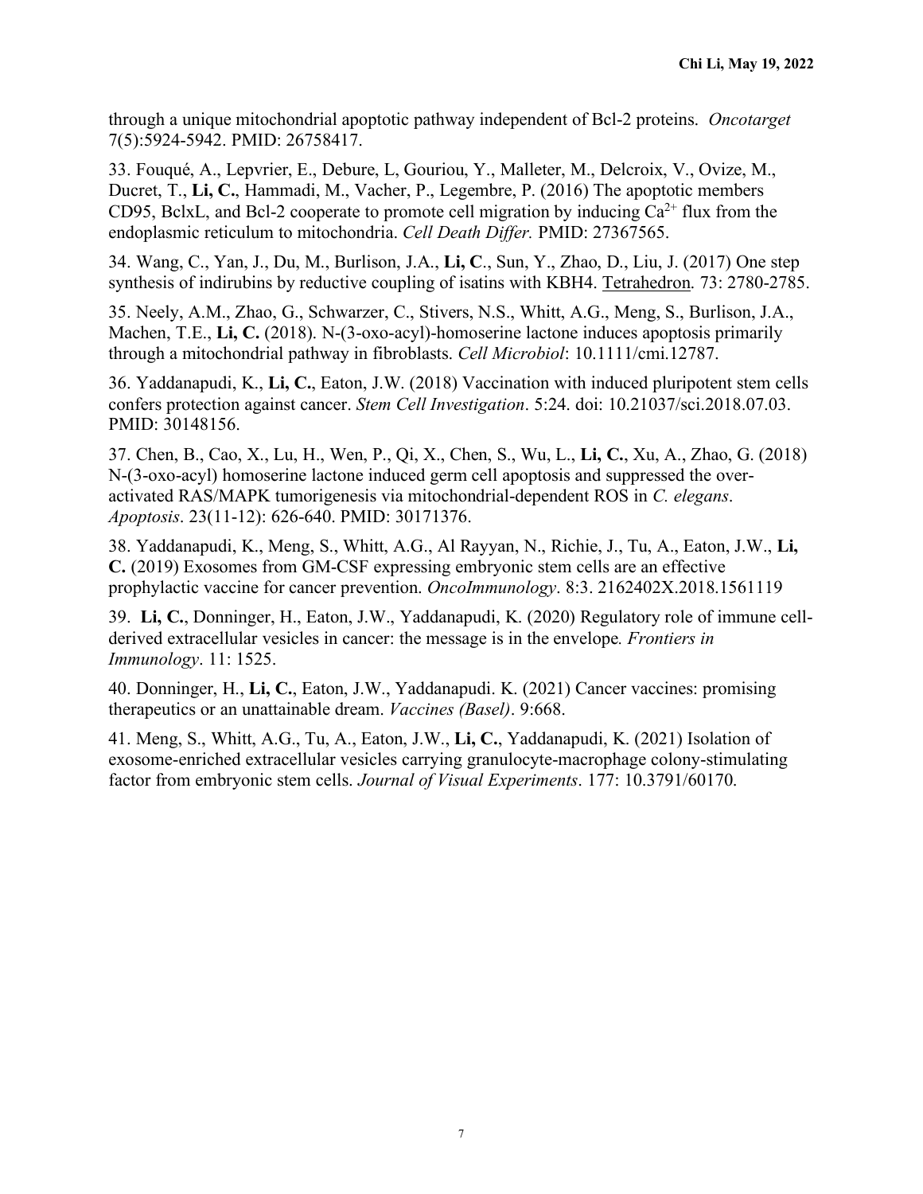through a unique mitochondrial apoptotic pathway independent of Bcl-2 proteins. *Oncotarget* 7(5):5924-5942. PMID: 26758417.

33. Fouqué, A., Lepvrier, E., Debure, L, Gouriou, Y., Malleter, M., Delcroix, V., Ovize, M., Ducret, T., **Li, C.**, Hammadi, M., Vacher, P., Legembre, P. (2016) The apoptotic members CD95, BclxL, and Bcl-2 cooperate to promote cell migration by inducing $Ca^{2+}$ flux from the endoplasmic reticulum to mitochondria. *Cell Death Differ.* PMID: 27367565.

34. Wang, C., Yan, J., Du, M., Burlison, J.A., **Li, C**., Sun, Y., Zhao, D., Liu, J. (2017) One step synthesis of indirubins by reductive coupling of isatins with KBH4. Tetrahedron. 73: 2780-2785.

35. Neely, A.M., Zhao, G., Schwarzer, C., Stivers, N.S., Whitt, A.G., Meng, S., Burlison, J.A., Machen, T.E., **Li, C.** (2018). N-(3-oxo-acyl)-homoserine lactone induces apoptosis primarily through a mitochondrial pathway in fibroblasts. *Cell Microbiol*: 10.1111/cmi.12787.

36. Yaddanapudi, K., **Li, C.**, Eaton, J.W. (2018) Vaccination with induced pluripotent stem cells confers protection against cancer. *Stem Cell Investigation*. 5:24. doi: 10.21037/sci.2018.07.03. PMID: 30148156.

37. Chen, B., Cao, X., Lu, H., Wen, P., Qi, X., Chen, S., Wu, L., **Li, C.**, Xu, A., Zhao, G. (2018) N-(3-oxo-acyl) homoserine lactone induced germ cell apoptosis and suppressed the over-activated RAS/MAPK tumorigenesis via mitochondrial-dependent ROS in *C. elegans*. *Apoptosis*. 23(11-12): 626-640. PMID: 30171376.

38. Yaddanapudi, K., Meng, S., Whitt, A.G., Al Rayyan, N., Richie, J., Tu, A., Eaton, J.W., **Li, C.** (2019) Exosomes from GM-CSF expressing embryonic stem cells are an effective prophylactic vaccine for cancer prevention. *OncoImmunology*. 8:3. 2162402X.2018.1561119

39. **Li, C.**, Donninger, H., Eaton, J.W., Yaddanapudi, K. (2020) Regulatory role of immune cell-derived extracellular vesicles in cancer: the message is in the envelope. *Frontiers in Immunology*. 11: 1525.

40. Donninger, H., **Li, C.**, Eaton, J.W., Yaddanapudi. K. (2021) Cancer vaccines: promising therapeutics or an unattainable dream. *Vaccines (Basel)*. 9:668.

41. Meng, S., Whitt, A.G., Tu, A., Eaton, J.W., **Li, C.**, Yaddanapudi, K. (2021) Isolation of exosome-enriched extracellular vesicles carrying granulocyte-macrophage colony-stimulating factor from embryonic stem cells. *Journal of Visual Experiments*. 177: 10.3791/60170.